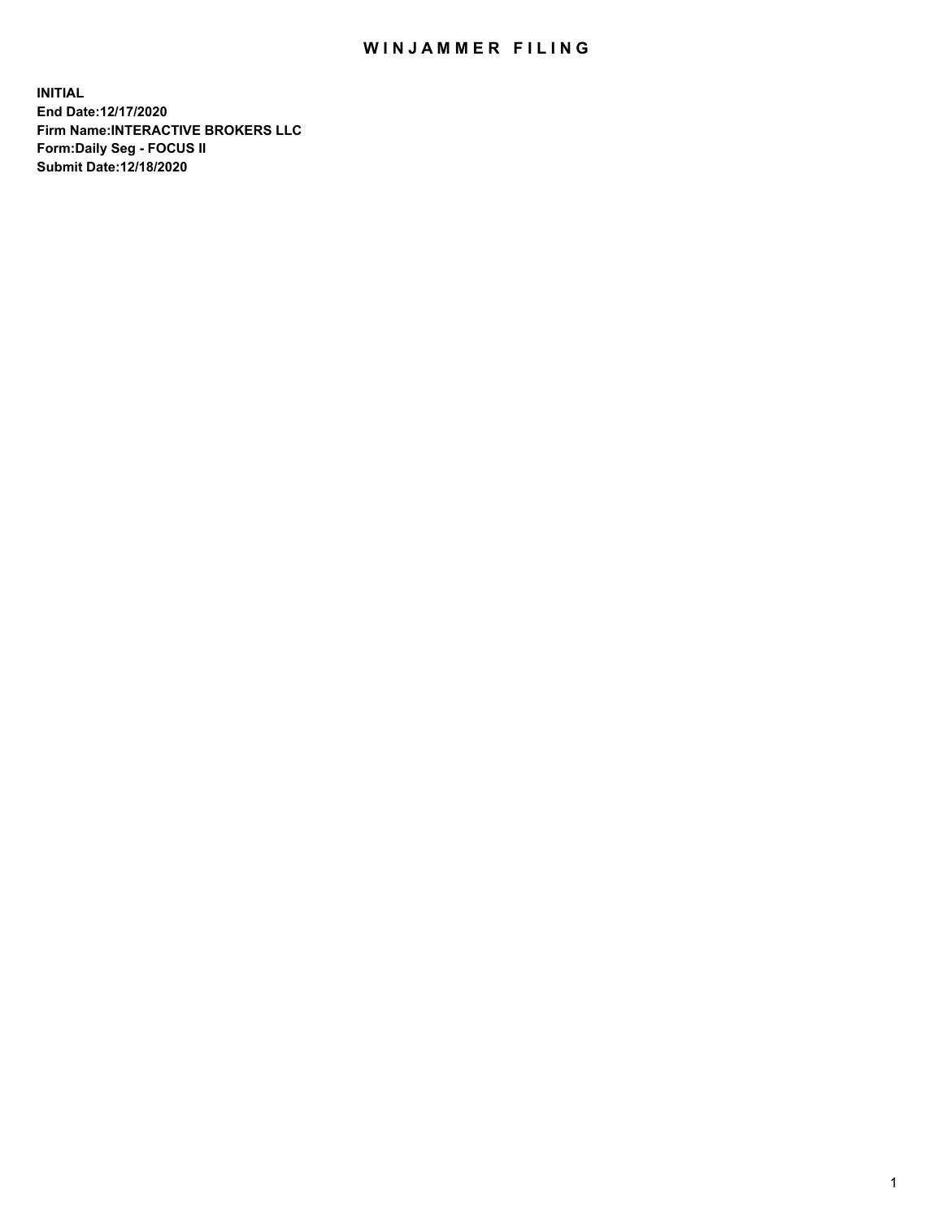# WINJAMMER FILING

**INITIAL**
**End Date:12/17/2020**
**Firm Name:INTERACTIVE BROKERS LLC**
**Form:Daily Seg - FOCUS II**
**Submit Date:12/18/2020**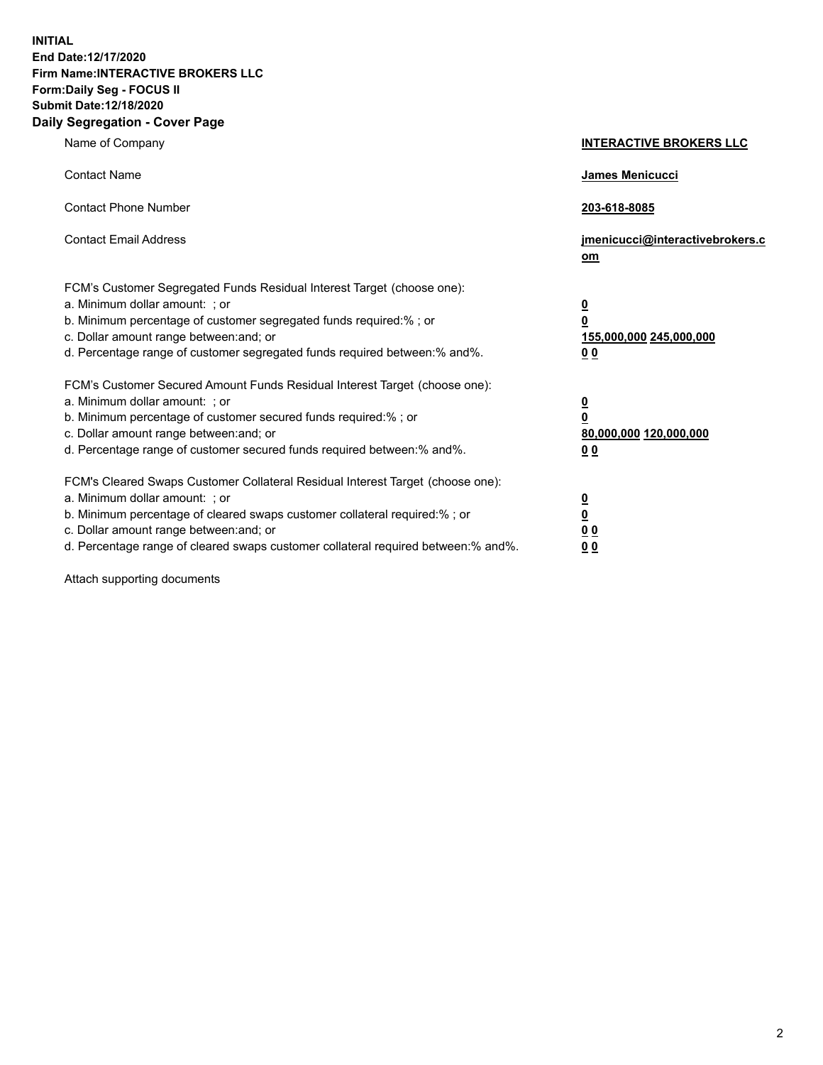**INITIAL**
**End Date:12/17/2020**
**Firm Name:INTERACTIVE BROKERS LLC**
**Form:Daily Seg - FOCUS II**
**Submit Date:12/18/2020**

## Daily Segregation - Cover Page

| | |
|---|---|
| Name of Company | **INTERACTIVE BROKERS LLC** |
| Contact Name | **James Menicucci** |
| Contact Phone Number | **203-618-8085** |
| Contact Email Address | **jmenicucci@interactivebrokers.com** |
| FCM's Customer Segregated Funds Residual Interest Target (choose one): | |
| a. Minimum dollar amount: ; or | **0** |
| b. Minimum percentage of customer segregated funds required:% ; or | **0** |
| c. Dollar amount range between:and; or | **155,000,000 245,000,000** |
| d. Percentage range of customer segregated funds required between:% and%. | **0 0** |
| FCM's Customer Secured Amount Funds Residual Interest Target (choose one): | |
| a. Minimum dollar amount: ; or | **0** |
| b. Minimum percentage of customer secured funds required:% ; or | **0** |
| c. Dollar amount range between:and; or | **80,000,000 120,000,000** |
| d. Percentage range of customer secured funds required between:% and%. | **0 0** |
| FCM's Cleared Swaps Customer Collateral Residual Interest Target (choose one): | |
| a. Minimum dollar amount: ; or | **0** |
| b. Minimum percentage of cleared swaps customer collateral required:% ; or | **0** |
| c. Dollar amount range between:and; or | **0 0** |
| d. Percentage range of cleared swaps customer collateral required between:% and%. | **0 0** |

Attach supporting documents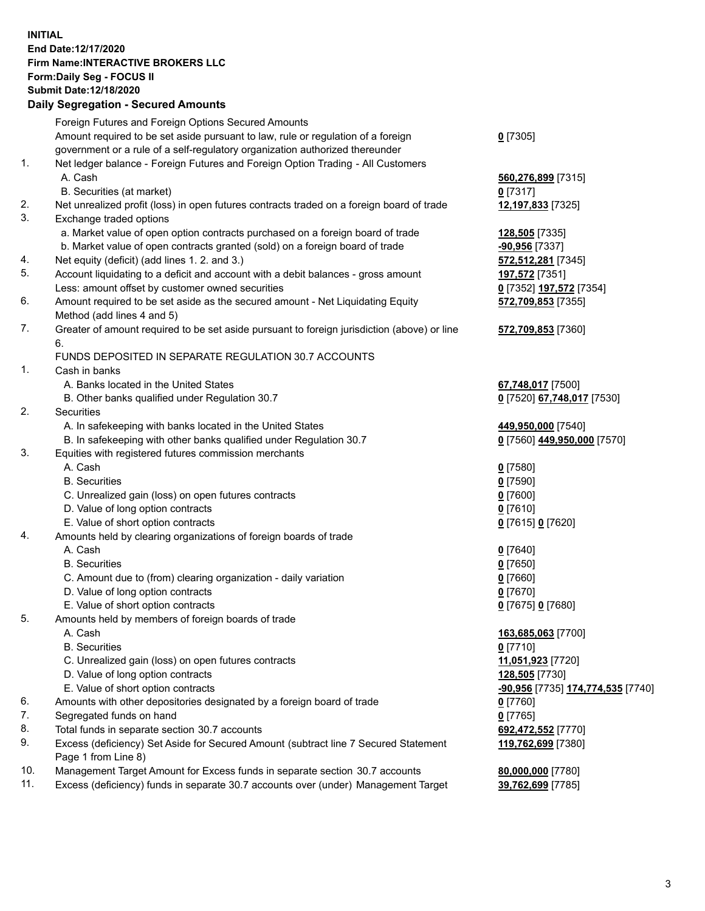**INITIAL**
**End Date:12/17/2020**
**Firm Name:INTERACTIVE BROKERS LLC**
**Form:Daily Seg - FOCUS II**
**Submit Date:12/18/2020**
**Daily Segregation - Secured Amounts**

| | | |
|---|---|---|
| | Foreign Futures and Foreign Options Secured Amounts | |
| | Amount required to be set aside pursuant to law, rule or regulation of a foreign government or a rule of a self-regulatory organization authorized thereunder | **0** [7305] |
| 1. | Net ledger balance - Foreign Futures and Foreign Option Trading - All Customers | |
| | A. Cash | **560,276,899** [7315] |
| | B. Securities (at market) | **0** [7317] |
| 2. | Net unrealized profit (loss) in open futures contracts traded on a foreign board of trade | **12,197,833** [7325] |
| 3. | Exchange traded options | |
| | a. Market value of open option contracts purchased on a foreign board of trade | **128,505** [7335] |
| | b. Market value of open contracts granted (sold) on a foreign board of trade | **-90,956** [7337] |
| 4. | Net equity (deficit) (add lines 1. 2. and 3.) | **572,512,281** [7345] |
| 5. | Account liquidating to a deficit and account with a debit balances - gross amount | **197,572** [7351] |
| | Less: amount offset by customer owned securities | **0** [7352] **197,572** [7354] |
| 6. | Amount required to be set aside as the secured amount - Net Liquidating Equity Method (add lines 4 and 5) | **572,709,853** [7355] |
| 7. | Greater of amount required to be set aside pursuant to foreign jurisdiction (above) or line 6. | **572,709,853** [7360] |
| | FUNDS DEPOSITED IN SEPARATE REGULATION 30.7 ACCOUNTS | |
| 1. | Cash in banks | |
| | A. Banks located in the United States | **67,748,017** [7500] |
| | B. Other banks qualified under Regulation 30.7 | **0** [7520] **67,748,017** [7530] |
| 2. | Securities | |
| | A. In safekeeping with banks located in the United States | **449,950,000** [7540] |
| | B. In safekeeping with other banks qualified under Regulation 30.7 | **0** [7560] **449,950,000** [7570] |
| 3. | Equities with registered futures commission merchants | |
| | A. Cash | **0** [7580] |
| | B. Securities | **0** [7590] |
| | C. Unrealized gain (loss) on open futures contracts | **0** [7600] |
| | D. Value of long option contracts | **0** [7610] |
| | E. Value of short option contracts | **0** [7615] **0** [7620] |
| 4. | Amounts held by clearing organizations of foreign boards of trade | |
| | A. Cash | **0** [7640] |
| | B. Securities | **0** [7650] |
| | C. Amount due to (from) clearing organization - daily variation | **0** [7660] |
| | D. Value of long option contracts | **0** [7670] |
| | E. Value of short option contracts | **0** [7675] **0** [7680] |
| 5. | Amounts held by members of foreign boards of trade | |
| | A. Cash | **163,685,063** [7700] |
| | B. Securities | **0** [7710] |
| | C. Unrealized gain (loss) on open futures contracts | **11,051,923** [7720] |
| | D. Value of long option contracts | **128,505** [7730] |
| | E. Value of short option contracts | **-90,956** [7735] **174,774,535** [7740] |
| 6. | Amounts with other depositories designated by a foreign board of trade | **0** [7760] |
| 7. | Segregated funds on hand | **0** [7765] |
| 8. | Total funds in separate section 30.7 accounts | **692,472,552** [7770] |
| 9. | Excess (deficiency) Set Aside for Secured Amount (subtract line 7 Secured Statement Page 1 from Line 8) | **119,762,699** [7380] |
| 10. | Management Target Amount for Excess funds in separate section 30.7 accounts | **80,000,000** [7780] |
| 11. | Excess (deficiency) funds in separate 30.7 accounts over (under) Management Target | **39,762,699** [7785] |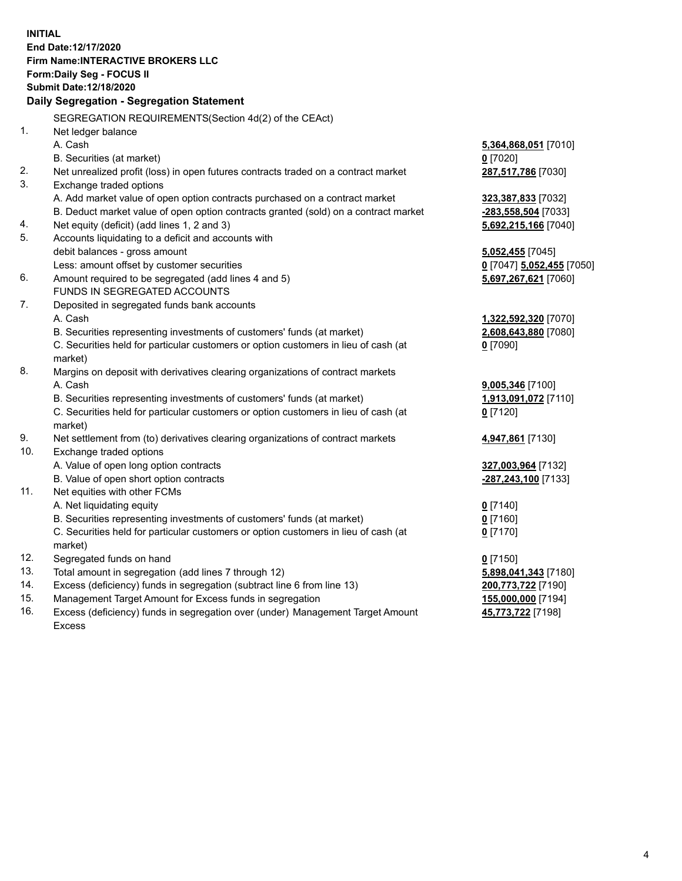**INITIAL**
**End Date:12/17/2020**
**Firm Name:INTERACTIVE BROKERS LLC**
**Form:Daily Seg - FOCUS II**
**Submit Date:12/18/2020**

**Daily Segregation - Segregation Statement**

SEGREGATION REQUIREMENTS(Section 4d(2) of the CEAct)

| | | |
|---|---|---|
| 1. | Net ledger balance | |
| | A. Cash | **5,364,868,051** [7010] |
| | B. Securities (at market) | **0** [7020] |
| 2. | Net unrealized profit (loss) in open futures contracts traded on a contract market | **287,517,786** [7030] |
| 3. | Exchange traded options | |
| | A. Add market value of open option contracts purchased on a contract market | **323,387,833** [7032] |
| | B. Deduct market value of open option contracts granted (sold) on a contract market | **-283,558,504** [7033] |
| 4. | Net equity (deficit) (add lines 1, 2 and 3) | **5,692,215,166** [7040] |
| 5. | Accounts liquidating to a deficit and accounts with debit balances - gross amount | **5,052,455** [7045] |
| | Less: amount offset by customer securities | **0** [7047] **5,052,455** [7050] |
| 6. | Amount required to be segregated (add lines 4 and 5) | **5,697,267,621** [7060] |
| | FUNDS IN SEGREGATED ACCOUNTS | |
| 7. | Deposited in segregated funds bank accounts | |
| | A. Cash | **1,322,592,320** [7070] |
| | B. Securities representing investments of customers' funds (at market) | **2,608,643,880** [7080] |
| | C. Securities held for particular customers or option customers in lieu of cash (at market) | **0** [7090] |
| 8. | Margins on deposit with derivatives clearing organizations of contract markets | |
| | A. Cash | **9,005,346** [7100] |
| | B. Securities representing investments of customers' funds (at market) | **1,913,091,072** [7110] |
| | C. Securities held for particular customers or option customers in lieu of cash (at market) | **0** [7120] |
| 9. | Net settlement from (to) derivatives clearing organizations of contract markets | **4,947,861** [7130] |
| 10. | Exchange traded options | |
| | A. Value of open long option contracts | **327,003,964** [7132] |
| | B. Value of open short option contracts | **-287,243,100** [7133] |
| 11. | Net equities with other FCMs | |
| | A. Net liquidating equity | **0** [7140] |
| | B. Securities representing investments of customers' funds (at market) | **0** [7160] |
| | C. Securities held for particular customers or option customers in lieu of cash (at market) | **0** [7170] |
| 12. | Segregated funds on hand | **0** [7150] |
| 13. | Total amount in segregation (add lines 7 through 12) | **5,898,041,343** [7180] |
| 14. | Excess (deficiency) funds in segregation (subtract line 6 from line 13) | **200,773,722** [7190] |
| 15. | Management Target Amount for Excess funds in segregation | **155,000,000** [7194] |
| 16. | Excess (deficiency) funds in segregation over (under) Management Target Amount Excess | **45,773,722** [7198] |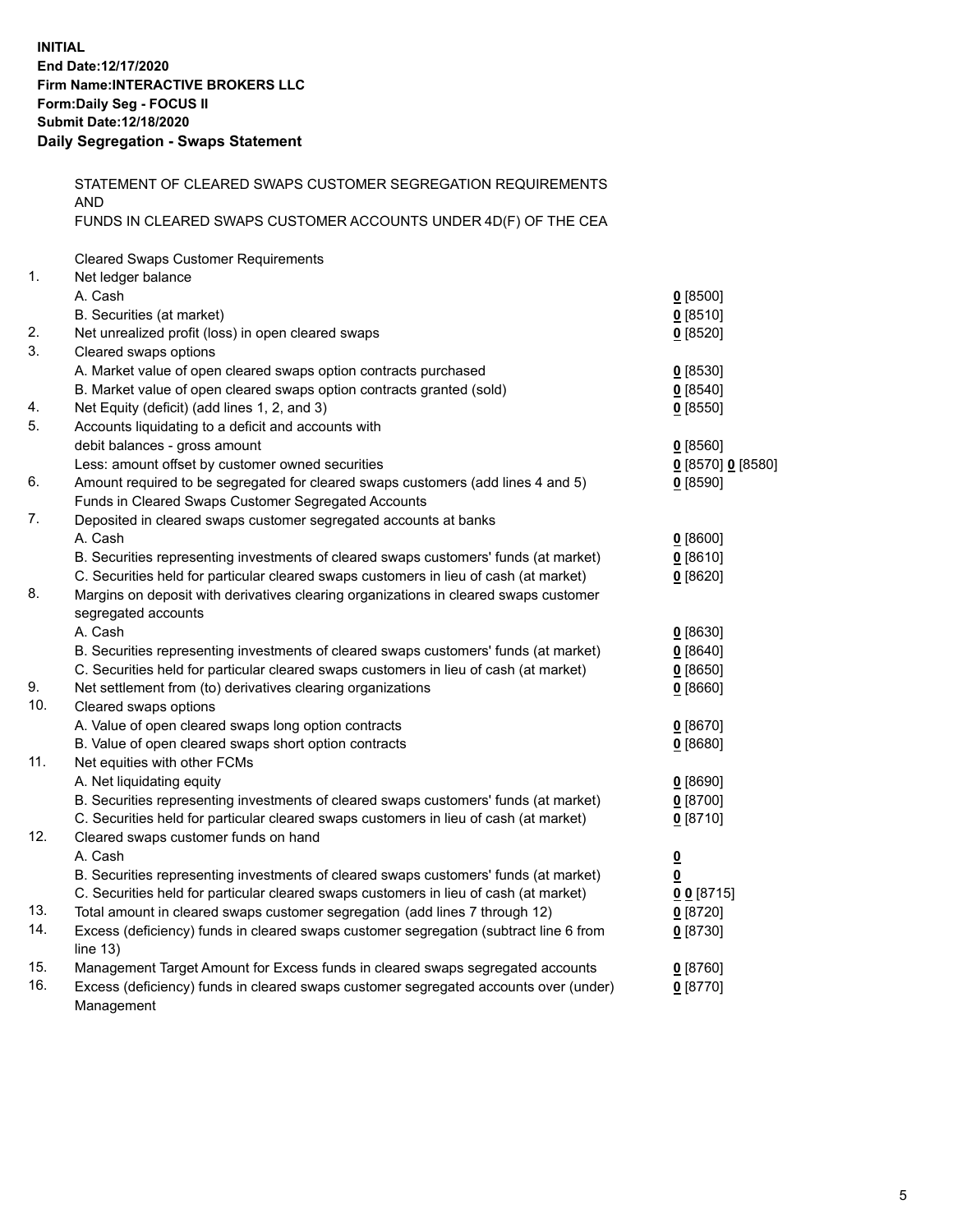**INITIAL**
**End Date:12/17/2020**
**Firm Name:INTERACTIVE BROKERS LLC**
**Form:Daily Seg - FOCUS II**
**Submit Date:12/18/2020**
**Daily Segregation - Swaps Statement**

STATEMENT OF CLEARED SWAPS CUSTOMER SEGREGATION REQUIREMENTS AND
FUNDS IN CLEARED SWAPS CUSTOMER ACCOUNTS UNDER 4D(F) OF THE CEA

| | | |
|---|---|---|
| | Cleared Swaps Customer Requirements | |
| 1. | Net ledger balance | |
| | A. Cash | 0 [8500] |
| | B. Securities (at market) | 0 [8510] |
| 2. | Net unrealized profit (loss) in open cleared swaps | 0 [8520] |
| 3. | Cleared swaps options | |
| | A. Market value of open cleared swaps option contracts purchased | 0 [8530] |
| | B. Market value of open cleared swaps option contracts granted (sold) | 0 [8540] |
| 4. | Net Equity (deficit) (add lines 1, 2, and 3) | 0 [8550] |
| 5. | Accounts liquidating to a deficit and accounts with | |
| | debit balances - gross amount | 0 [8560] |
| | Less: amount offset by customer owned securities | 0 [8570] 0 [8580] |
| 6. | Amount required to be segregated for cleared swaps customers (add lines 4 and 5) | 0 [8590] |
| | Funds in Cleared Swaps Customer Segregated Accounts | |
| 7. | Deposited in cleared swaps customer segregated accounts at banks | |
| | A. Cash | 0 [8600] |
| | B. Securities representing investments of cleared swaps customers' funds (at market) | 0 [8610] |
| | C. Securities held for particular cleared swaps customers in lieu of cash (at market) | 0 [8620] |
| 8. | Margins on deposit with derivatives clearing organizations in cleared swaps customer segregated accounts | |
| | A. Cash | 0 [8630] |
| | B. Securities representing investments of cleared swaps customers' funds (at market) | 0 [8640] |
| | C. Securities held for particular cleared swaps customers in lieu of cash (at market) | 0 [8650] |
| 9. | Net settlement from (to) derivatives clearing organizations | 0 [8660] |
| 10. | Cleared swaps options | |
| | A. Value of open cleared swaps long option contracts | 0 [8670] |
| | B. Value of open cleared swaps short option contracts | 0 [8680] |
| 11. | Net equities with other FCMs | |
| | A. Net liquidating equity | 0 [8690] |
| | B. Securities representing investments of cleared swaps customers' funds (at market) | 0 [8700] |
| | C. Securities held for particular cleared swaps customers in lieu of cash (at market) | 0 [8710] |
| 12. | Cleared swaps customer funds on hand | |
| | A. Cash | 0 |
| | B. Securities representing investments of cleared swaps customers' funds (at market) | 0 |
| | C. Securities held for particular cleared swaps customers in lieu of cash (at market) | 0 0 [8715] |
| 13. | Total amount in cleared swaps customer segregation (add lines 7 through 12) | 0 [8720] |
| 14. | Excess (deficiency) funds in cleared swaps customer segregation (subtract line 6 from line 13) | 0 [8730] |
| 15. | Management Target Amount for Excess funds in cleared swaps segregated accounts | 0 [8760] |
| 16. | Excess (deficiency) funds in cleared swaps customer segregated accounts over (under) Management | 0 [8770] |